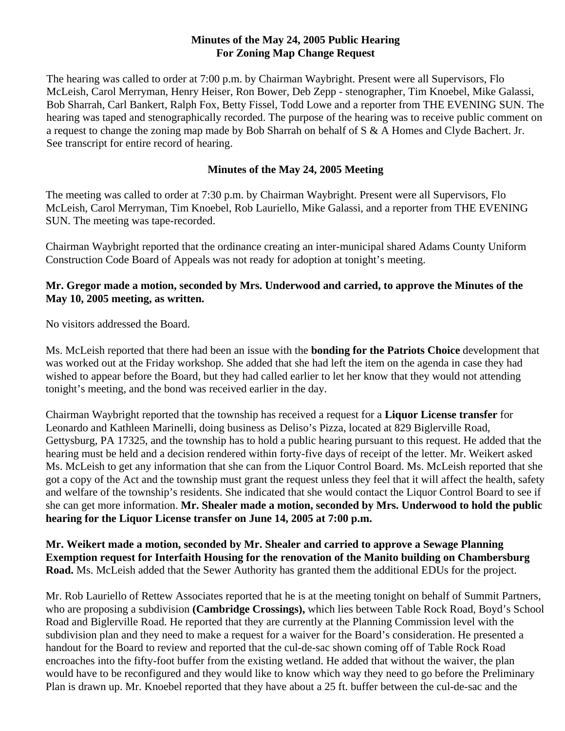## Minutes of the May 24, 2005 Public Hearing
## For Zoning Map Change Request

The hearing was called to order at 7:00 p.m. by Chairman Waybright. Present were all Supervisors, Flo McLeish, Carol Merryman, Henry Heiser, Ron Bower, Deb Zepp - stenographer, Tim Knoebel, Mike Galassi, Bob Sharrah, Carl Bankert, Ralph Fox, Betty Fissel, Todd Lowe and a reporter from THE EVENING SUN. The hearing was taped and stenographically recorded. The purpose of the hearing was to receive public comment on a request to change the zoning map made by Bob Sharrah on behalf of S & A Homes and Clyde Bachert. Jr. See transcript for entire record of hearing.

## Minutes of the May 24, 2005 Meeting

The meeting was called to order at 7:30 p.m. by Chairman Waybright. Present were all Supervisors, Flo McLeish, Carol Merryman, Tim Knoebel, Rob Lauriello, Mike Galassi, and a reporter from THE EVENING SUN. The meeting was tape-recorded.

Chairman Waybright reported that the ordinance creating an inter-municipal shared Adams County Uniform Construction Code Board of Appeals was not ready for adoption at tonight's meeting.

**Mr. Gregor made a motion, seconded by Mrs. Underwood and carried, to approve the Minutes of the May 10, 2005 meeting, as written.**

No visitors addressed the Board.

Ms. McLeish reported that there had been an issue with the **bonding for the Patriots Choice** development that was worked out at the Friday workshop. She added that she had left the item on the agenda in case they had wished to appear before the Board, but they had called earlier to let her know that they would not attending tonight's meeting, and the bond was received earlier in the day.

Chairman Waybright reported that the township has received a request for a **Liquor License transfer** for Leonardo and Kathleen Marinelli, doing business as Deliso's Pizza, located at 829 Biglerville Road, Gettysburg, PA 17325, and the township has to hold a public hearing pursuant to this request. He added that the hearing must be held and a decision rendered within forty-five days of receipt of the letter. Mr. Weikert asked Ms. McLeish to get any information that she can from the Liquor Control Board. Ms. McLeish reported that she got a copy of the Act and the township must grant the request unless they feel that it will affect the health, safety and welfare of the township's residents. She indicated that she would contact the Liquor Control Board to see if she can get more information. **Mr. Shealer made a motion, seconded by Mrs. Underwood to hold the public hearing for the Liquor License transfer on June 14, 2005 at 7:00 p.m.**

**Mr. Weikert made a motion, seconded by Mr. Shealer and carried to approve a Sewage Planning Exemption request for Interfaith Housing for the renovation of the Manito building on Chambersburg Road.** Ms. McLeish added that the Sewer Authority has granted them the additional EDUs for the project.

Mr. Rob Lauriello of Rettew Associates reported that he is at the meeting tonight on behalf of Summit Partners, who are proposing a subdivision **(Cambridge Crossings),** which lies between Table Rock Road, Boyd's School Road and Biglerville Road. He reported that they are currently at the Planning Commission level with the subdivision plan and they need to make a request for a waiver for the Board's consideration. He presented a handout for the Board to review and reported that the cul-de-sac shown coming off of Table Rock Road encroaches into the fifty-foot buffer from the existing wetland. He added that without the waiver, the plan would have to be reconfigured and they would like to know which way they need to go before the Preliminary Plan is drawn up. Mr. Knoebel reported that they have about a 25 ft. buffer between the cul-de-sac and the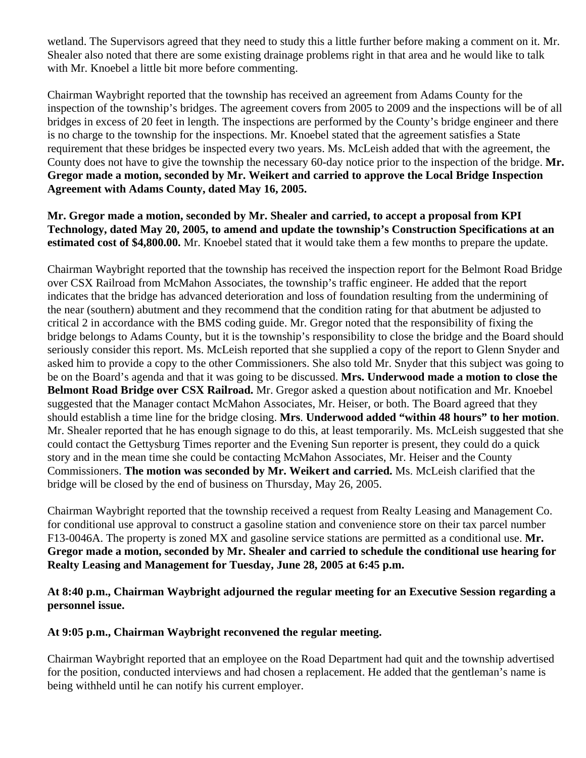wetland. The Supervisors agreed that they need to study this a little further before making a comment on it. Mr. Shealer also noted that there are some existing drainage problems right in that area and he would like to talk with Mr. Knoebel a little bit more before commenting.

Chairman Waybright reported that the township has received an agreement from Adams County for the inspection of the township's bridges. The agreement covers from 2005 to 2009 and the inspections will be of all bridges in excess of 20 feet in length. The inspections are performed by the County's bridge engineer and there is no charge to the township for the inspections. Mr. Knoebel stated that the agreement satisfies a State requirement that these bridges be inspected every two years. Ms. McLeish added that with the agreement, the County does not have to give the township the necessary 60-day notice prior to the inspection of the bridge. **Mr. Gregor made a motion, seconded by Mr. Weikert and carried to approve the Local Bridge Inspection Agreement with Adams County, dated May 16, 2005.**

**Mr. Gregor made a motion, seconded by Mr. Shealer and carried, to accept a proposal from KPI Technology, dated May 20, 2005, to amend and update the township's Construction Specifications at an estimated cost of $4,800.00.** Mr. Knoebel stated that it would take them a few months to prepare the update.

Chairman Waybright reported that the township has received the inspection report for the Belmont Road Bridge over CSX Railroad from McMahon Associates, the township's traffic engineer. He added that the report indicates that the bridge has advanced deterioration and loss of foundation resulting from the undermining of the near (southern) abutment and they recommend that the condition rating for that abutment be adjusted to critical 2 in accordance with the BMS coding guide. Mr. Gregor noted that the responsibility of fixing the bridge belongs to Adams County, but it is the township's responsibility to close the bridge and the Board should seriously consider this report. Ms. McLeish reported that she supplied a copy of the report to Glenn Snyder and asked him to provide a copy to the other Commissioners. She also told Mr. Snyder that this subject was going to be on the Board's agenda and that it was going to be discussed. **Mrs. Underwood made a motion to close the Belmont Road Bridge over CSX Railroad.** Mr. Gregor asked a question about notification and Mr. Knoebel suggested that the Manager contact McMahon Associates, Mr. Heiser, or both. The Board agreed that they should establish a time line for the bridge closing. **Mrs**. **Underwood added "within 48 hours" to her motion**. Mr. Shealer reported that he has enough signage to do this, at least temporarily. Ms. McLeish suggested that she could contact the Gettysburg Times reporter and the Evening Sun reporter is present, they could do a quick story and in the mean time she could be contacting McMahon Associates, Mr. Heiser and the County Commissioners. **The motion was seconded by Mr. Weikert and carried.** Ms. McLeish clarified that the bridge will be closed by the end of business on Thursday, May 26, 2005.

Chairman Waybright reported that the township received a request from Realty Leasing and Management Co. for conditional use approval to construct a gasoline station and convenience store on their tax parcel number F13-0046A. The property is zoned MX and gasoline service stations are permitted as a conditional use. **Mr. Gregor made a motion, seconded by Mr. Shealer and carried to schedule the conditional use hearing for Realty Leasing and Management for Tuesday, June 28, 2005 at 6:45 p.m.**

**At 8:40 p.m., Chairman Waybright adjourned the regular meeting for an Executive Session regarding a personnel issue.**

**At 9:05 p.m., Chairman Waybright reconvened the regular meeting.**

Chairman Waybright reported that an employee on the Road Department had quit and the township advertised for the position, conducted interviews and had chosen a replacement. He added that the gentleman's name is being withheld until he can notify his current employer.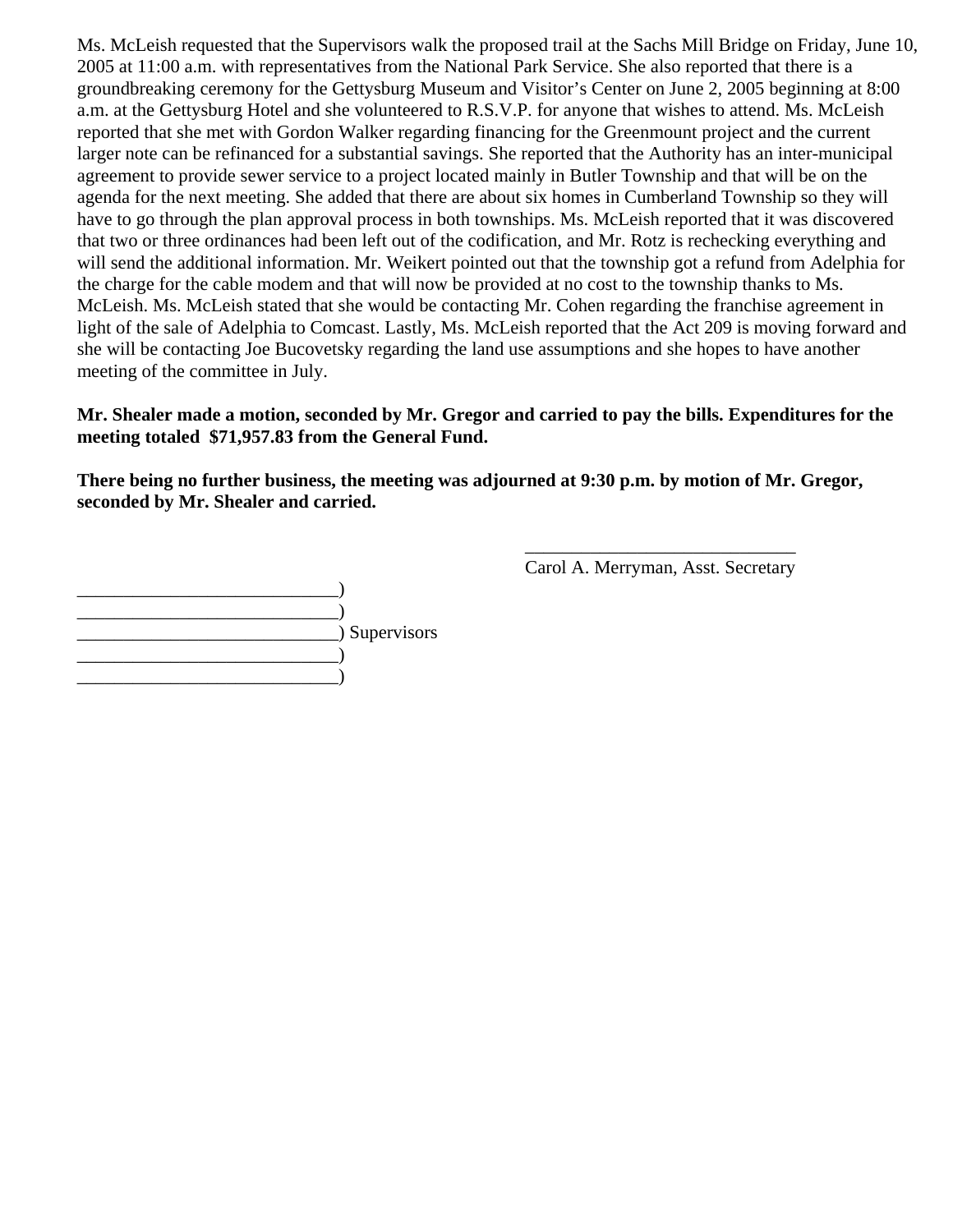Ms. McLeish requested that the Supervisors walk the proposed trail at the Sachs Mill Bridge on Friday, June 10, 2005 at 11:00 a.m. with representatives from the National Park Service. She also reported that there is a groundbreaking ceremony for the Gettysburg Museum and Visitor's Center on June 2, 2005 beginning at 8:00 a.m. at the Gettysburg Hotel and she volunteered to R.S.V.P. for anyone that wishes to attend. Ms. McLeish reported that she met with Gordon Walker regarding financing for the Greenmount project and the current larger note can be refinanced for a substantial savings. She reported that the Authority has an inter-municipal agreement to provide sewer service to a project located mainly in Butler Township and that will be on the agenda for the next meeting. She added that there are about six homes in Cumberland Township so they will have to go through the plan approval process in both townships. Ms. McLeish reported that it was discovered that two or three ordinances had been left out of the codification, and Mr. Rotz is rechecking everything and will send the additional information. Mr. Weikert pointed out that the township got a refund from Adelphia for the charge for the cable modem and that will now be provided at no cost to the township thanks to Ms. McLeish. Ms. McLeish stated that she would be contacting Mr. Cohen regarding the franchise agreement in light of the sale of Adelphia to Comcast. Lastly, Ms. McLeish reported that the Act 209 is moving forward and she will be contacting Joe Bucovetsky regarding the land use assumptions and she hopes to have another meeting of the committee in July.

**Mr. Shealer made a motion, seconded by Mr. Gregor and carried to pay the bills. Expenditures for the meeting totaled $71,957.83 from the General Fund.**

**There being no further business, the meeting was adjourned at 9:30 p.m. by motion of Mr. Gregor, seconded by Mr. Shealer and carried.**

\_\_\_\_\_\_\_\_\_\_\_\_\_\_\_\_\_\_\_\_\_\_\_\_\_\_\_\_\_\_
Carol A. Merryman, Asst. Secretary

\_\_\_\_\_\_\_\_\_\_\_\_\_\_\_\_\_\_\_\_\_\_\_\_\_\_\_\_)
\_\_\_\_\_\_\_\_\_\_\_\_\_\_\_\_\_\_\_\_\_\_\_\_\_\_\_\_)
\_\_\_\_\_\_\_\_\_\_\_\_\_\_\_\_\_\_\_\_\_\_\_\_\_\_\_\_) Supervisors
\_\_\_\_\_\_\_\_\_\_\_\_\_\_\_\_\_\_\_\_\_\_\_\_\_\_\_\_)
\_\_\_\_\_\_\_\_\_\_\_\_\_\_\_\_\_\_\_\_\_\_\_\_\_\_\_\_)